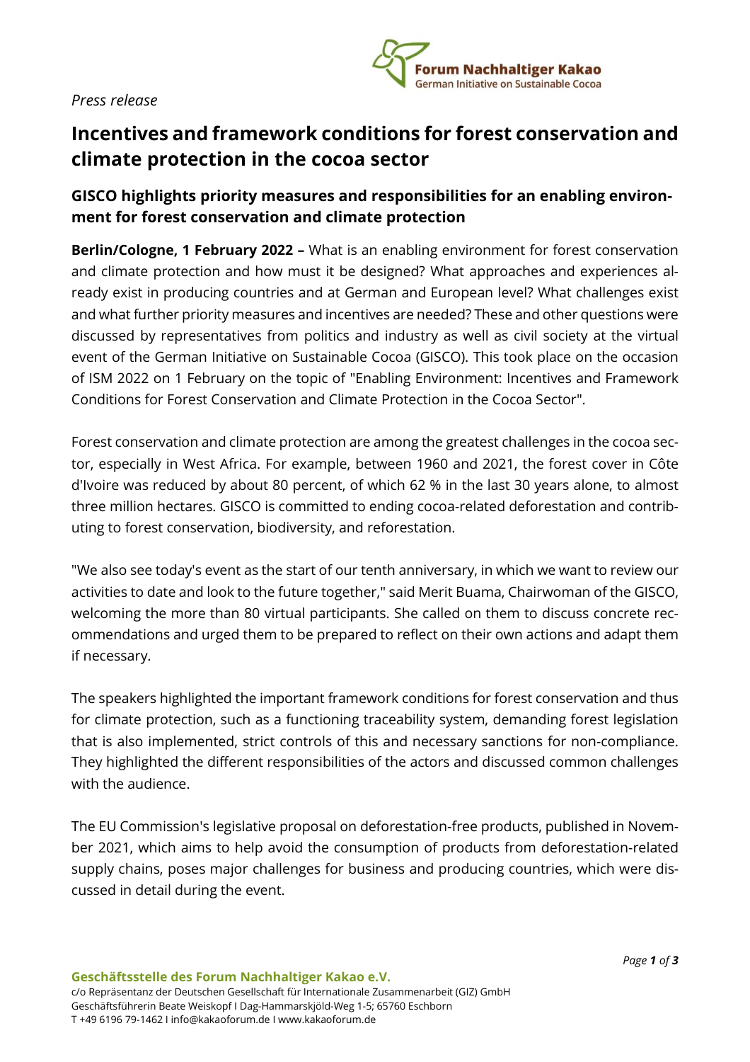*Press release*

# Incentives and framework conditions for forest conservation and climate protection in the cocoa sector

## GISCO highlights priority measures and responsibilities for an enabling environment for forest conservation and climate protection

**Berlin/Cologne, 1 February 2022 –** What is an enabling environment for forest conservation and climate protection and how must it be designed? What approaches and experiences already exist in producing countries and at German and European level? What challenges exist and what further priority measures and incentives are needed? These and other questions were discussed by representatives from politics and industry as well as civil society at the virtual event of the German Initiative on Sustainable Cocoa (GISCO). This took place on the occasion of ISM 2022 on 1 February on the topic of "Enabling Environment: Incentives and Framework Conditions for Forest Conservation and Climate Protection in the Cocoa Sector".

Forest conservation and climate protection are among the greatest challenges in the cocoa sector, especially in West Africa. For example, between 1960 and 2021, the forest cover in Côte d'Ivoire was reduced by about 80 percent, of which 62 % in the last 30 years alone, to almost three million hectares. GISCO is committed to ending cocoa-related deforestation and contributing to forest conservation, biodiversity, and reforestation.

"We also see today's event as the start of our tenth anniversary, in which we want to review our activities to date and look to the future together," said Merit Buama, Chairwoman of the GISCO, welcoming the more than 80 virtual participants. She called on them to discuss concrete recommendations and urged them to be prepared to reflect on their own actions and adapt them if necessary.

The speakers highlighted the important framework conditions for forest conservation and thus for climate protection, such as a functioning traceability system, demanding forest legislation that is also implemented, strict controls of this and necessary sanctions for non-compliance. They highlighted the different responsibilities of the actors and discussed common challenges with the audience.

The EU Commission's legislative proposal on deforestation-free products, published in November 2021, which aims to help avoid the consumption of products from deforestation-related supply chains, poses major challenges for business and producing countries, which were discussed in detail during the event.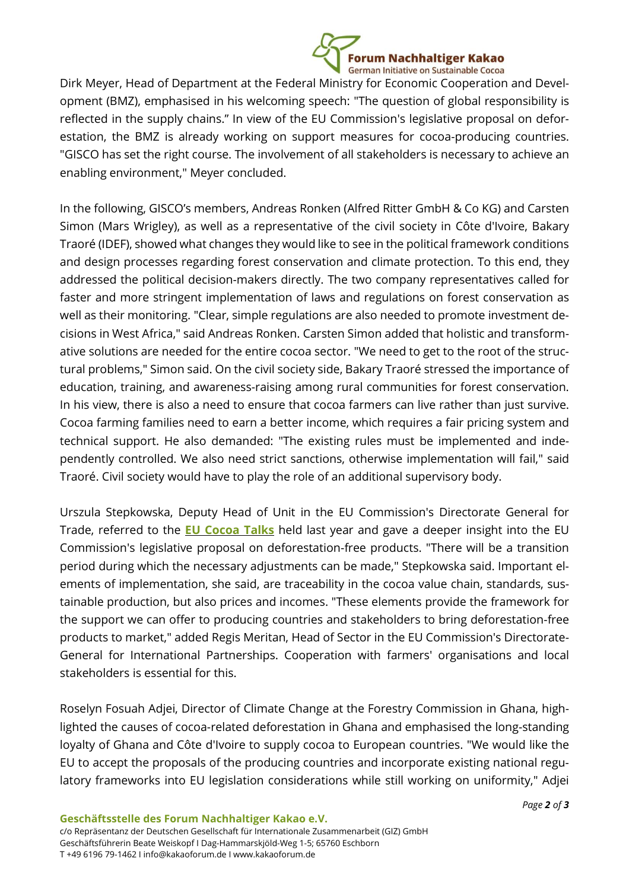Dirk Meyer, Head of Department at the Federal Ministry for Economic Cooperation and Development (BMZ), emphasised in his welcoming speech: "The question of global responsibility is reflected in the supply chains." In view of the EU Commission's legislative proposal on deforestation, the BMZ is already working on support measures for cocoa-producing countries. "GISCO has set the right course. The involvement of all stakeholders is necessary to achieve an enabling environment," Meyer concluded.

In the following, GISCO's members, Andreas Ronken (Alfred Ritter GmbH & Co KG) and Carsten Simon (Mars Wrigley), as well as a representative of the civil society in Côte d'Ivoire, Bakary Traoré (IDEF), showed what changes they would like to see in the political framework conditions and design processes regarding forest conservation and climate protection. To this end, they addressed the political decision-makers directly. The two company representatives called for faster and more stringent implementation of laws and regulations on forest conservation as well as their monitoring. "Clear, simple regulations are also needed to promote investment decisions in West Africa," said Andreas Ronken. Carsten Simon added that holistic and transformative solutions are needed for the entire cocoa sector. "We need to get to the root of the structural problems," Simon said. On the civil society side, Bakary Traoré stressed the importance of education, training, and awareness-raising among rural communities for forest conservation. In his view, there is also a need to ensure that cocoa farmers can live rather than just survive. Cocoa farming families need to earn a better income, which requires a fair pricing system and technical support. He also demanded: "The existing rules must be implemented and independently controlled. We also need strict sanctions, otherwise implementation will fail," said Traoré. Civil society would have to play the role of an additional supervisory body.

Urszula Stepkowska, Deputy Head of Unit in the EU Commission's Directorate General for Trade, referred to the **EU Cocoa Talks** held last year and gave a deeper insight into the EU Commission's legislative proposal on deforestation-free products. "There will be a transition period during which the necessary adjustments can be made," Stepkowska said. Important elements of implementation, she said, are traceability in the cocoa value chain, standards, sustainable production, but also prices and incomes. "These elements provide the framework for the support we can offer to producing countries and stakeholders to bring deforestation-free products to market," added Regis Meritan, Head of Sector in the EU Commission's Directorate-General for International Partnerships. Cooperation with farmers' organisations and local stakeholders is essential for this.

Roselyn Fosuah Adjei, Director of Climate Change at the Forestry Commission in Ghana, highlighted the causes of cocoa-related deforestation in Ghana and emphasised the long-standing loyalty of Ghana and Côte d'Ivoire to supply cocoa to European countries. "We would like the EU to accept the proposals of the producing countries and incorporate existing national regulatory frameworks into EU legislation considerations while still working on uniformity," Adjei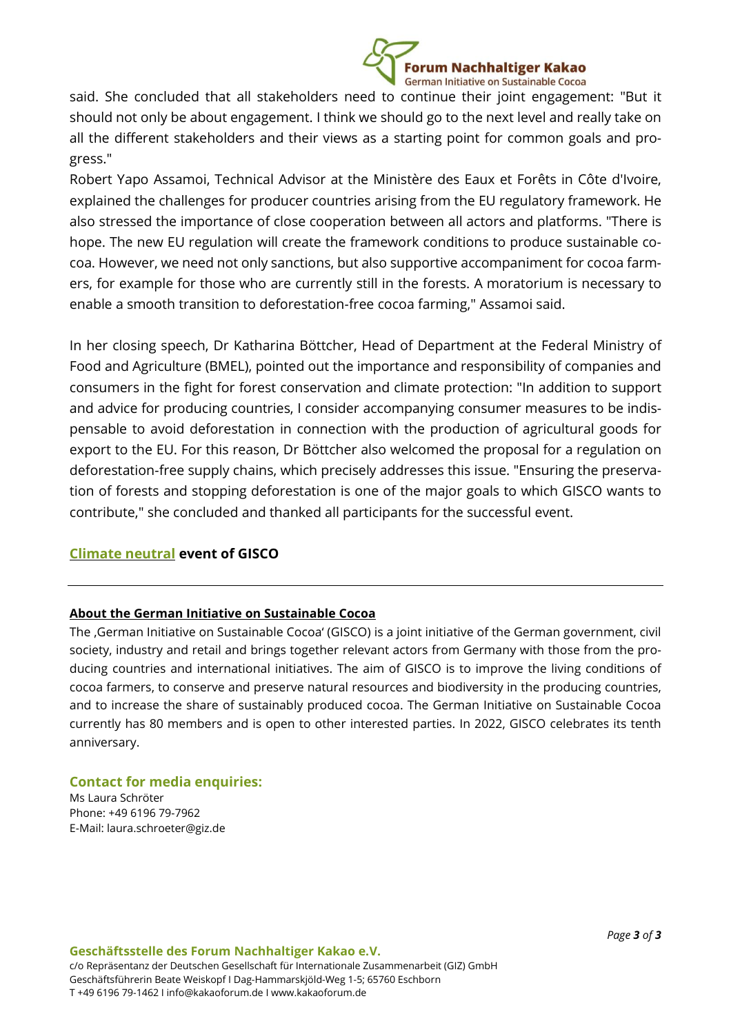said. She concluded that all stakeholders need to continue their joint engagement: "But it should not only be about engagement. I think we should go to the next level and really take on all the different stakeholders and their views as a starting point for common goals and progress."

Robert Yapo Assamoi, Technical Advisor at the Ministère des Eaux et Forêts in Côte d'Ivoire, explained the challenges for producer countries arising from the EU regulatory framework. He also stressed the importance of close cooperation between all actors and platforms. "There is hope. The new EU regulation will create the framework conditions to produce sustainable cocoa. However, we need not only sanctions, but also supportive accompaniment for cocoa farmers, for example for those who are currently still in the forests. A moratorium is necessary to enable a smooth transition to deforestation-free cocoa farming," Assamoi said.

In her closing speech, Dr Katharina Böttcher, Head of Department at the Federal Ministry of Food and Agriculture (BMEL), pointed out the importance and responsibility of companies and consumers in the fight for forest conservation and climate protection: "In addition to support and advice for producing countries, I consider accompanying consumer measures to be indispensable to avoid deforestation in connection with the production of agricultural goods for export to the EU. For this reason, Dr Böttcher also welcomed the proposal for a regulation on deforestation-free supply chains, which precisely addresses this issue. "Ensuring the preservation of forests and stopping deforestation is one of the major goals to which GISCO wants to contribute," she concluded and thanked all participants for the successful event.

**Climate neutral event of GISCO**

---

**About the German Initiative on Sustainable Cocoa**

The ‚German Initiative on Sustainable Cocoa' (GISCO) is a joint initiative of the German government, civil society, industry and retail and brings together relevant actors from Germany with those from the producing countries and international initiatives. The aim of GISCO is to improve the living conditions of cocoa farmers, to conserve and preserve natural resources and biodiversity in the producing countries, and to increase the share of sustainably produced cocoa. The German Initiative on Sustainable Cocoa currently has 80 members and is open to other interested parties. In 2022, GISCO celebrates its tenth anniversary.

### Contact for media enquiries:

Ms Laura Schröter
Phone: +49 6196 79-7962
E-Mail: laura.schroeter@giz.de